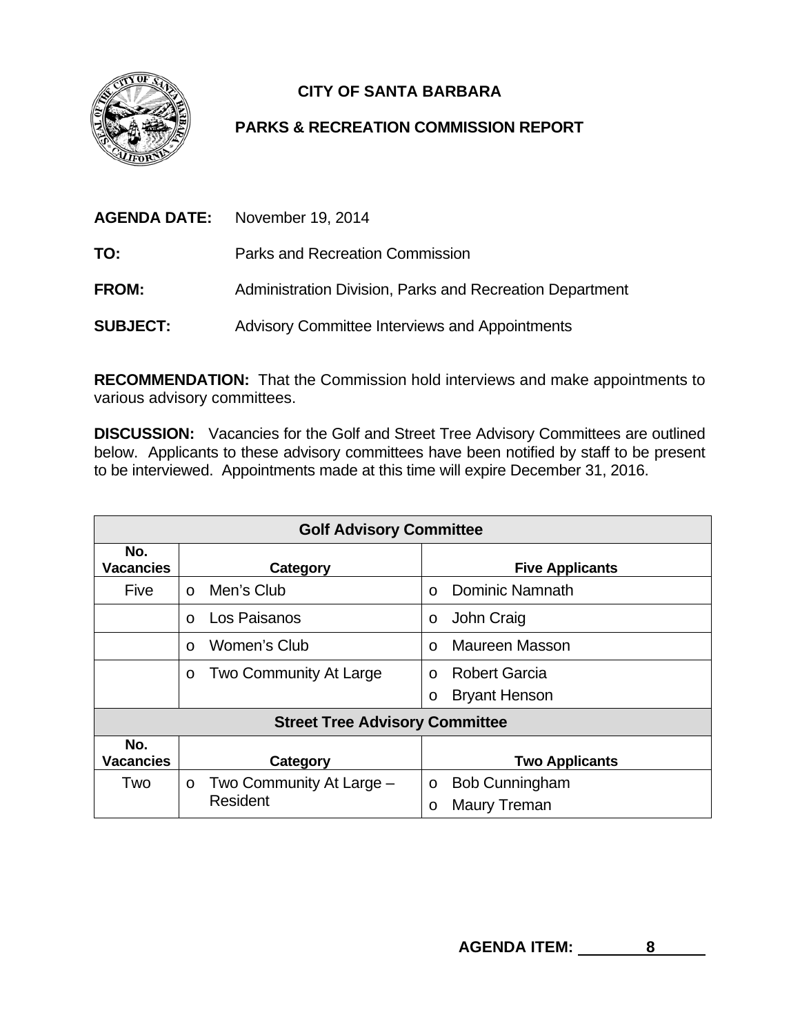# CITY OF SANTA BARBARA

## PARKS & RECREATION COMMISSION REPORT

**AGENDA DATE:** November 19, 2014

**TO:** Parks and Recreation Commission

**FROM:** Administration Division, Parks and Recreation Department

**SUBJECT:** Advisory Committee Interviews and Appointments

**RECOMMENDATION:** That the Commission hold interviews and make appointments to various advisory committees.

**DISCUSSION:** Vacancies for the Golf and Street Tree Advisory Committees are outlined below. Applicants to these advisory committees have been notified by staff to be present to be interviewed. Appointments made at this time will expire December 31, 2016.

| **Golf Advisory Committee** | | |
|---|---|---|
| **No. Vacancies** | **Category** | **Five Applicants** |
| Five | o Men's Club | o Dominic Namnath |
| | o Los Paisanos | o John Craig |
| | o Women's Club | o Maureen Masson |
| | o Two Community At Large | o Robert Garcia<br>o Bryant Henson |
| **Street Tree Advisory Committee** | | |
| **No. Vacancies** | **Category** | **Two Applicants** |
| Two | o Two Community At Large – Resident | o Bob Cunningham<br>o Maury Treman |

**AGENDA ITEM:** 8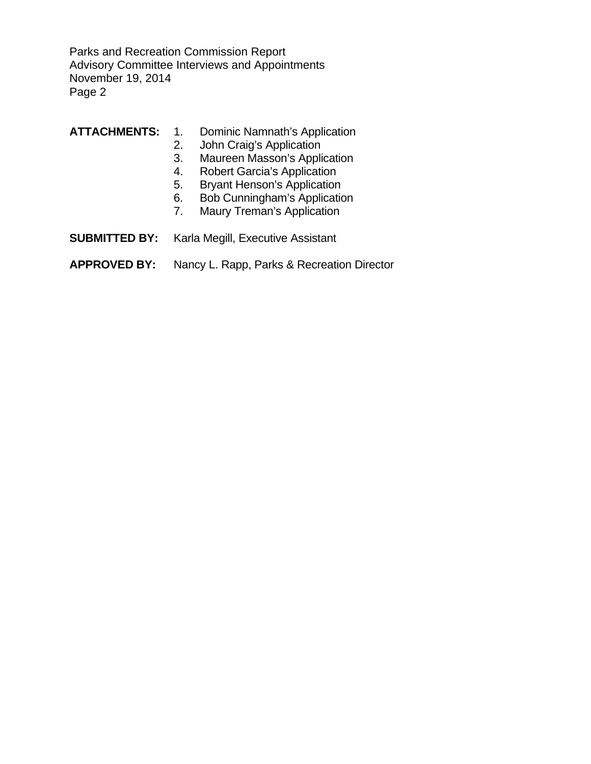**ATTACHMENTS:**

1. Dominic Namnath's Application
2. John Craig's Application
3. Maureen Masson's Application
4. Robert Garcia's Application
5. Bryant Henson's Application
6. Bob Cunningham's Application
7. Maury Treman's Application

**SUBMITTED BY:** Karla Megill, Executive Assistant

**APPROVED BY:** Nancy L. Rapp, Parks & Recreation Director